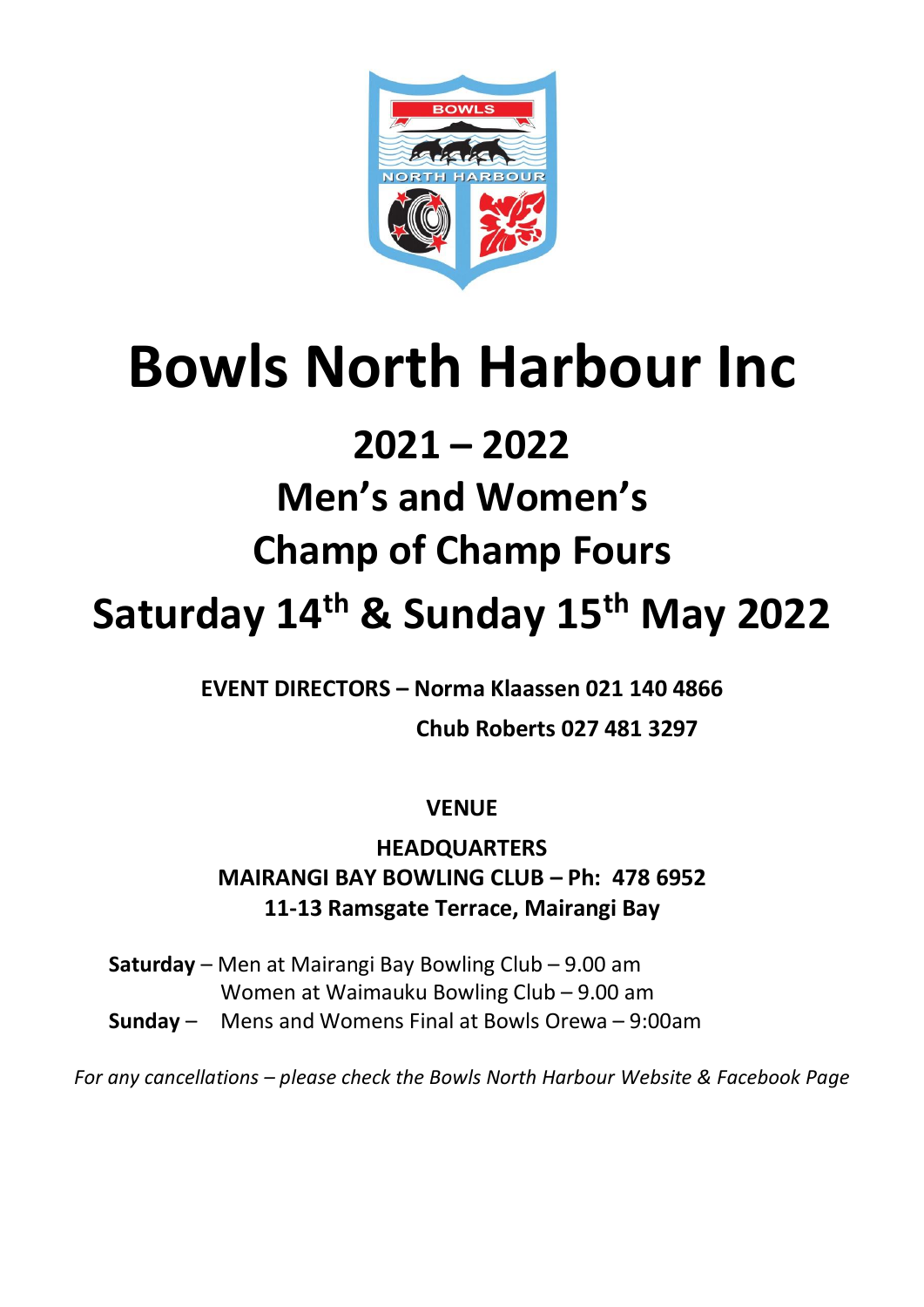# Bowls North Harbour Inc

## 2021 – 2022

## Men's and Women's

## Champ of Champ Fours

## Saturday 14th & Sunday 15th May 2022

**EVENT DIRECTORS – Norma Klaassen 021 140 4866**

**Chub Roberts 027 481 3297**

**VENUE**

**HEADQUARTERS**
**MAIRANGI BAY BOWLING CLUB – Ph: 478 6952**
**11-13 Ramsgate Terrace, Mairangi Bay**

**Saturday** – Men at Mairangi Bay Bowling Club – 9.00 am
Women at Waimauku Bowling Club – 9.00 am
**Sunday** – Mens and Womens Final at Bowls Orewa – 9:00am

*For any cancellations – please check the Bowls North Harbour Website & Facebook Page*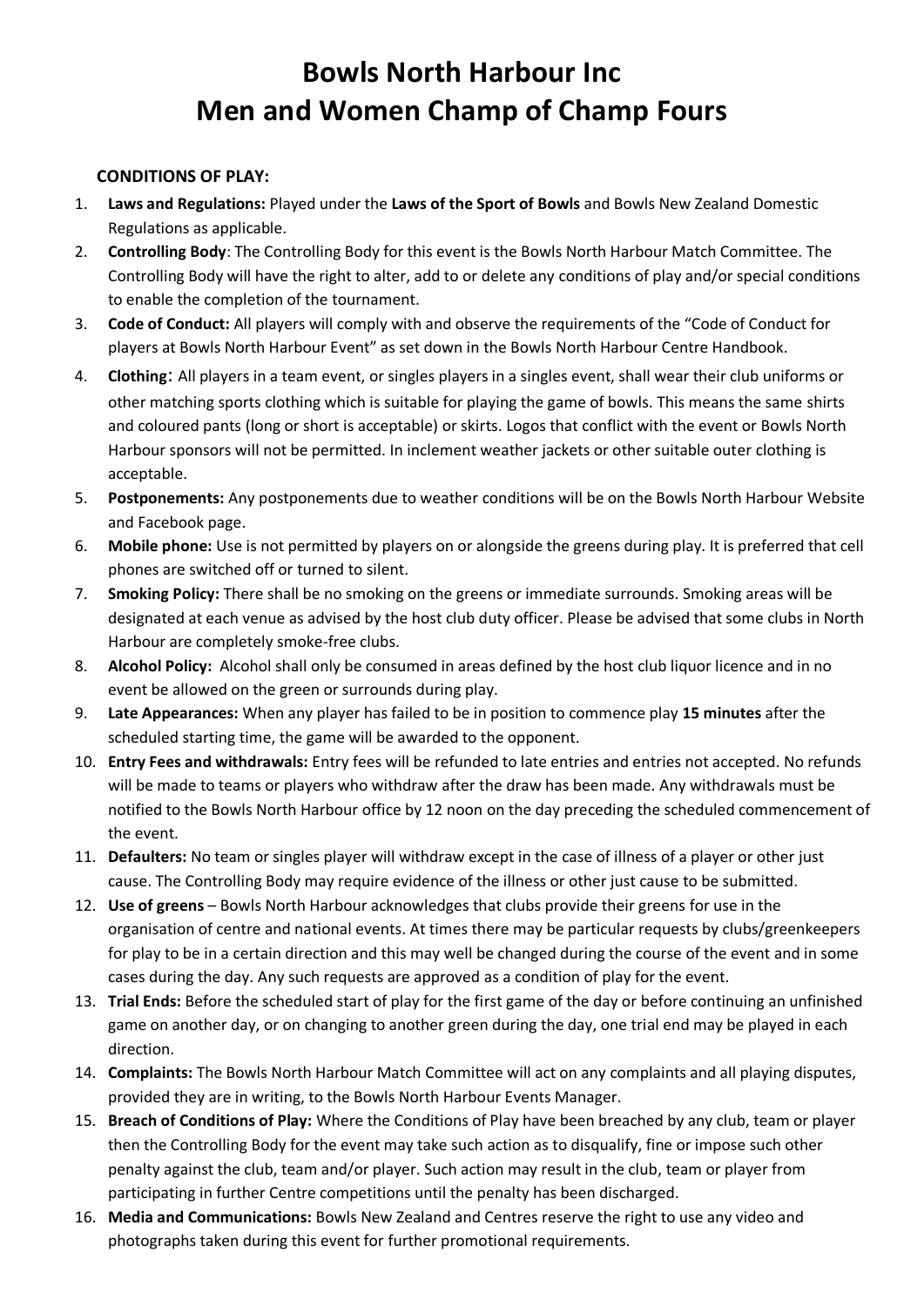# Bowls North Harbour Inc
# Men and Women Champ of Champ Fours

**CONDITIONS OF PLAY:**

1. **Laws and Regulations:** Played under the **Laws of the Sport of Bowls** and Bowls New Zealand Domestic Regulations as applicable.
2. **Controlling Body**: The Controlling Body for this event is the Bowls North Harbour Match Committee. The Controlling Body will have the right to alter, add to or delete any conditions of play and/or special conditions to enable the completion of the tournament.
3. **Code of Conduct:** All players will comply with and observe the requirements of the "Code of Conduct for players at Bowls North Harbour Event" as set down in the Bowls North Harbour Centre Handbook.
4. **Clothing**: All players in a team event, or singles players in a singles event, shall wear their club uniforms or other matching sports clothing which is suitable for playing the game of bowls. This means the same shirts and coloured pants (long or short is acceptable) or skirts. Logos that conflict with the event or Bowls North Harbour sponsors will not be permitted. In inclement weather jackets or other suitable outer clothing is acceptable.
5. **Postponements:** Any postponements due to weather conditions will be on the Bowls North Harbour Website and Facebook page.
6. **Mobile phone:** Use is not permitted by players on or alongside the greens during play. It is preferred that cell phones are switched off or turned to silent.
7. **Smoking Policy:** There shall be no smoking on the greens or immediate surrounds. Smoking areas will be designated at each venue as advised by the host club duty officer. Please be advised that some clubs in North Harbour are completely smoke-free clubs.
8. **Alcohol Policy:** Alcohol shall only be consumed in areas defined by the host club liquor licence and in no event be allowed on the green or surrounds during play.
9. **Late Appearances:** When any player has failed to be in position to commence play **15 minutes** after the scheduled starting time, the game will be awarded to the opponent.
10. **Entry Fees and withdrawals:** Entry fees will be refunded to late entries and entries not accepted. No refunds will be made to teams or players who withdraw after the draw has been made. Any withdrawals must be notified to the Bowls North Harbour office by 12 noon on the day preceding the scheduled commencement of the event.
11. **Defaulters:** No team or singles player will withdraw except in the case of illness of a player or other just cause. The Controlling Body may require evidence of the illness or other just cause to be submitted.
12. **Use of greens** – Bowls North Harbour acknowledges that clubs provide their greens for use in the organisation of centre and national events. At times there may be particular requests by clubs/greenkeepers for play to be in a certain direction and this may well be changed during the course of the event and in some cases during the day. Any such requests are approved as a condition of play for the event.
13. **Trial Ends:** Before the scheduled start of play for the first game of the day or before continuing an unfinished game on another day, or on changing to another green during the day, one trial end may be played in each direction.
14. **Complaints:** The Bowls North Harbour Match Committee will act on any complaints and all playing disputes, provided they are in writing, to the Bowls North Harbour Events Manager.
15. **Breach of Conditions of Play:** Where the Conditions of Play have been breached by any club, team or player then the Controlling Body for the event may take such action as to disqualify, fine or impose such other penalty against the club, team and/or player. Such action may result in the club, team or player from participating in further Centre competitions until the penalty has been discharged.
16. **Media and Communications:** Bowls New Zealand and Centres reserve the right to use any video and photographs taken during this event for further promotional requirements.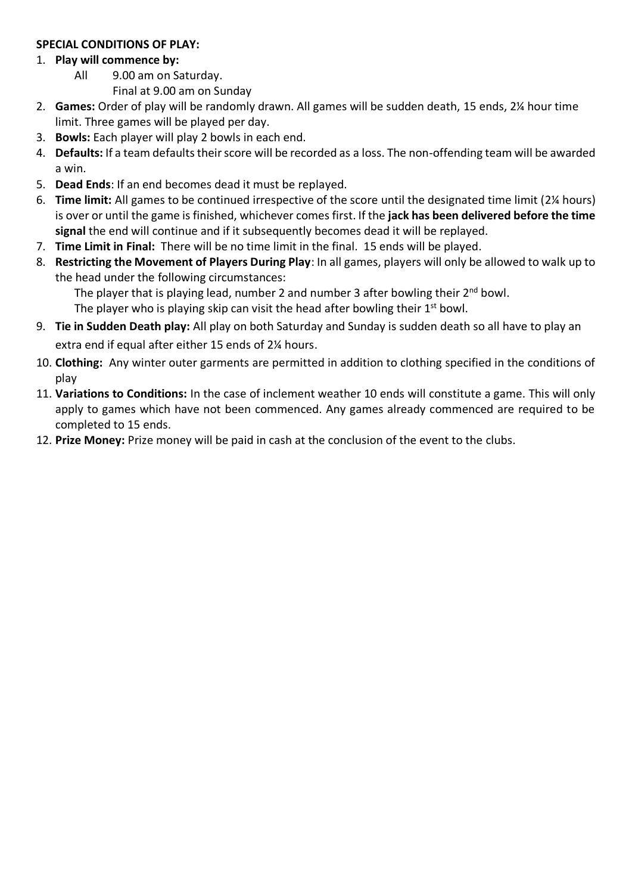**SPECIAL CONDITIONS OF PLAY:**

1. **Play will commence by:**
   All 9.00 am on Saturday.
   Final at 9.00 am on Sunday
2. **Games:** Order of play will be randomly drawn. All games will be sudden death, 15 ends, 2¼ hour time limit. Three games will be played per day.
3. **Bowls:** Each player will play 2 bowls in each end.
4. **Defaults:** If a team defaults their score will be recorded as a loss. The non-offending team will be awarded a win.
5. **Dead Ends**: If an end becomes dead it must be replayed.
6. **Time limit:** All games to be continued irrespective of the score until the designated time limit (2¼ hours) is over or until the game is finished, whichever comes first. If the **jack has been delivered before the time signal** the end will continue and if it subsequently becomes dead it will be replayed.
7. **Time Limit in Final:** There will be no time limit in the final. 15 ends will be played.
8. **Restricting the Movement of Players During Play**: In all games, players will only be allowed to walk up to the head under the following circumstances:
   The player that is playing lead, number 2 and number 3 after bowling their 2nd bowl.
   The player who is playing skip can visit the head after bowling their 1st bowl.
9. **Tie in Sudden Death play:** All play on both Saturday and Sunday is sudden death so all have to play an extra end if equal after either 15 ends of 2¼ hours.
10. **Clothing:** Any winter outer garments are permitted in addition to clothing specified in the conditions of play
11. **Variations to Conditions:** In the case of inclement weather 10 ends will constitute a game. This will only apply to games which have not been commenced. Any games already commenced are required to be completed to 15 ends.
12. **Prize Money:** Prize money will be paid in cash at the conclusion of the event to the clubs.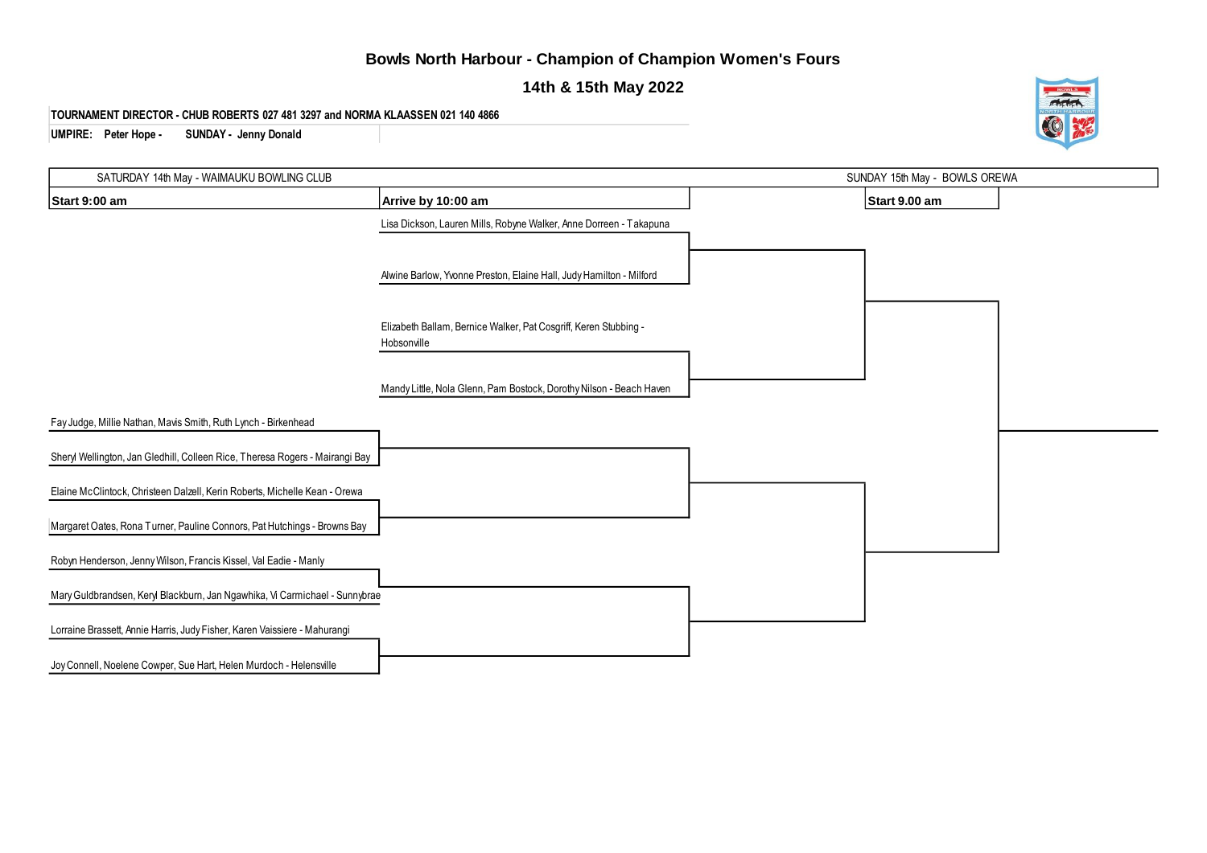# Bowls North Harbour - Champion of Champion Women's Fours

## 14th & 15th May 2022

**TOURNAMENT DIRECTOR - CHUB ROBERTS 027 481 3297 and NORMA KLAASSEN 021 140 4866**

**UMPIRE: Peter Hope - SUNDAY - Jenny Donald**

| SATURDAY 14th May - WAIMAUKU BOWLING CLUB | | SUNDAY 15th May - BOWLS OREWA | |
|---|---|---|---|
| **Start 9:00 am** | **Arrive by 10:00 am** | **Start 9.00 am** | |
| | Lisa Dickson, Lauren Mills, Robyne Walker, Anne Dorreen - Takapuna | | |
| | Alwine Barlow, Yvonne Preston, Elaine Hall, Judy Hamilton - Milford | | |
| | Elizabeth Ballam, Bernice Walker, Pat Cosgriff, Keren Stubbing - Hobsonville | | |
| | Mandy Little, Nola Glenn, Pam Bostock, Dorothy Nilson - Beach Haven | | |
| Fay Judge, Millie Nathan, Mavis Smith, Ruth Lynch - Birkenhead | | | |
| Sheryl Wellington, Jan Gledhill, Colleen Rice, Theresa Rogers - Mairangi Bay | | | |
| Elaine McClintock, Christeen Dalzell, Kerin Roberts, Michelle Kean - Orewa | | | |
| Margaret Oates, Rona Turner, Pauline Connors, Pat Hutchings - Browns Bay | | | |
| Robyn Henderson, Jenny Wilson, Francis Kissel, Val Eadie - Manly | | | |
| Mary Guldbrandsen, Keryl Blackburn, Jan Ngawhika, Vi Carmichael - Sunnybrae | | | |
| Lorraine Brassett, Annie Harris, Judy Fisher, Karen Vaissiere - Mahurangi | | | |
| Joy Connell, Noelene Cowper, Sue Hart, Helen Murdoch - Helensville | | | |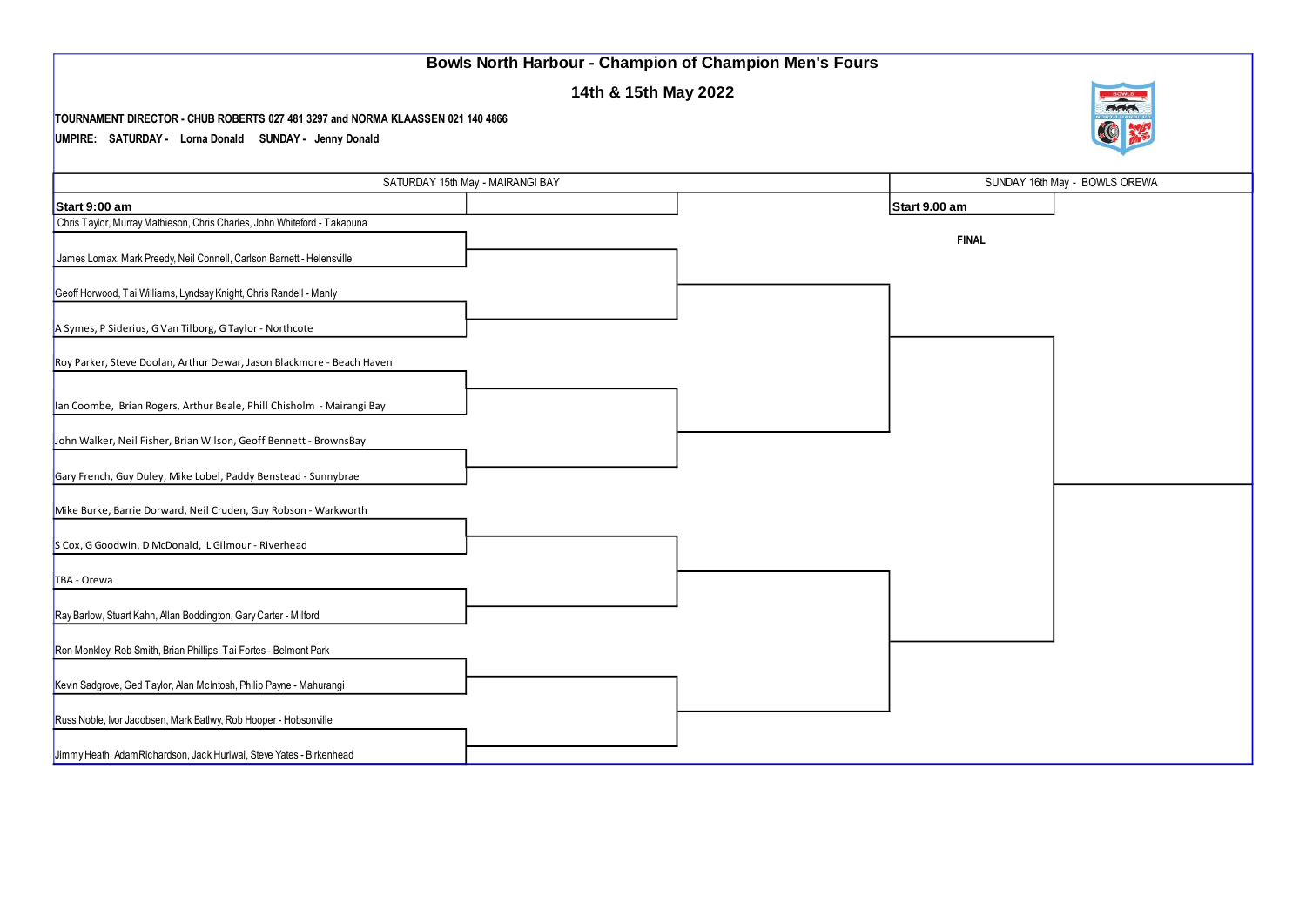# Bowls North Harbour - Champion of Champion Men's Fours

## 14th & 15th May 2022

**TOURNAMENT DIRECTOR - CHUB ROBERTS 027 481 3297 and NORMA KLAASSEN 021 140 4866**

**UMPIRE: SATURDAY - Lorna Donald SUNDAY - Jenny Donald**

SATURDAY 15th May - MAIRANGI BAY

SUNDAY 16th May - BOWLS OREWA

**Start 9:00 am**

**Start 9.00 am**

**FINAL**

Chris Taylor, Murray Mathieson, Chris Charles, John Whiteford - Takapuna

James Lomax, Mark Preedy, Neil Connell, Carlson Barnett - Helensville

Geoff Horwood, Tai Williams, Lyndsay Knight, Chris Randell - Manly

A Symes, P Siderius, G Van Tilborg, G Taylor - Northcote

Roy Parker, Steve Doolan, Arthur Dewar, Jason Blackmore - Beach Haven

Ian Coombe, Brian Rogers, Arthur Beale, Phill Chisholm - Mairangi Bay

John Walker, Neil Fisher, Brian Wilson, Geoff Bennett - BrownsBay

Gary French, Guy Duley, Mike Lobel, Paddy Benstead - Sunnybrae

Mike Burke, Barrie Dorward, Neil Cruden, Guy Robson - Warkworth

S Cox, G Goodwin, D McDonald, L Gilmour - Riverhead

TBA - Orewa

Ray Barlow, Stuart Kahn, Allan Boddington, Gary Carter - Milford

Ron Monkley, Rob Smith, Brian Phillips, Tai Fortes - Belmont Park

Kevin Sadgrove, Ged Taylor, Alan McIntosh, Philip Payne - Mahurangi

Russ Noble, Ivor Jacobsen, Mark Batlwy, Rob Hooper - Hobsonville

Jimmy Heath, Adam Richardson, Jack Huriwai, Steve Yates - Birkenhead